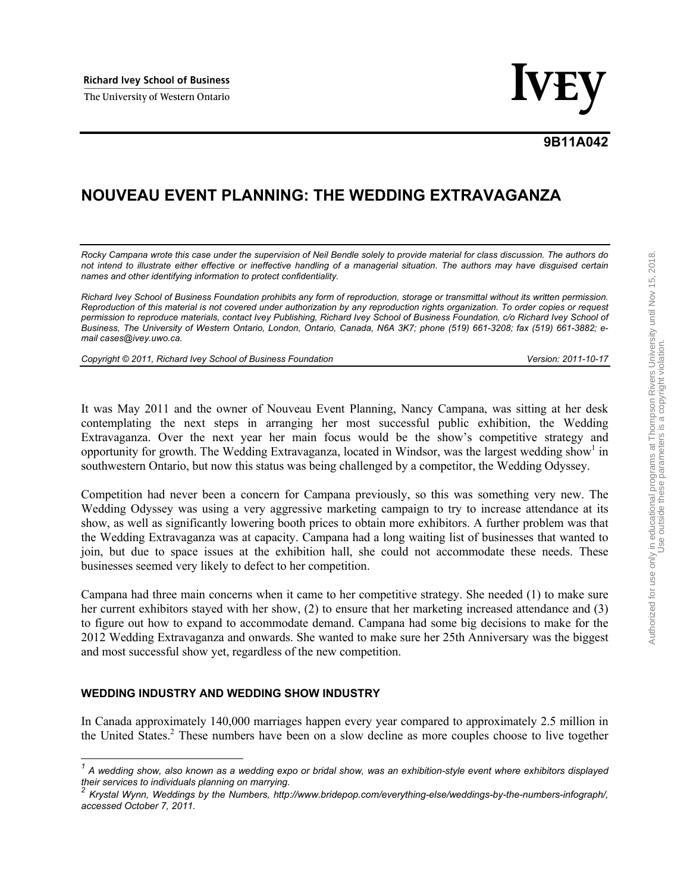**Richard Ivey School of Business**

The University of Western Ontario

**IVEY**

**9B11A042**

# NOUVEAU EVENT PLANNING: THE WEDDING EXTRAVAGANZA

*Rocky Campana wrote this case under the supervision of Neil Bendle solely to provide material for class discussion. The authors do not intend to illustrate either effective or ineffective handling of a managerial situation. The authors may have disguised certain names and other identifying information to protect confidentiality.*

*Richard Ivey School of Business Foundation prohibits any form of reproduction, storage or transmittal without its written permission. Reproduction of this material is not covered under authorization by any reproduction rights organization. To order copies or request permission to reproduce materials, contact Ivey Publishing, Richard Ivey School of Business Foundation, c/o Richard Ivey School of Business, The University of Western Ontario, London, Ontario, Canada, N6A 3K7; phone (519) 661-3208; fax (519) 661-3882; e-mail cases@ivey.uwo.ca.*

*Copyright © 2011, Richard Ivey School of Business Foundation* *Version: 2011-10-17*

It was May 2011 and the owner of Nouveau Event Planning, Nancy Campana, was sitting at her desk contemplating the next steps in arranging her most successful public exhibition, the Wedding Extravaganza. Over the next year her main focus would be the show's competitive strategy and opportunity for growth. The Wedding Extravaganza, located in Windsor, was the largest wedding show[1] in southwestern Ontario, but now this status was being challenged by a competitor, the Wedding Odyssey.

Competition had never been a concern for Campana previously, so this was something very new. The Wedding Odyssey was using a very aggressive marketing campaign to try to increase attendance at its show, as well as significantly lowering booth prices to obtain more exhibitors. A further problem was that the Wedding Extravaganza was at capacity. Campana had a long waiting list of businesses that wanted to join, but due to space issues at the exhibition hall, she could not accommodate these needs. These businesses seemed very likely to defect to her competition.

Campana had three main concerns when it came to her competitive strategy. She needed (1) to make sure her current exhibitors stayed with her show, (2) to ensure that her marketing increased attendance and (3) to figure out how to expand to accommodate demand. Campana had some big decisions to make for the 2012 Wedding Extravaganza and onwards. She wanted to make sure her 25th Anniversary was the biggest and most successful show yet, regardless of the new competition.

### WEDDING INDUSTRY AND WEDDING SHOW INDUSTRY

In Canada approximately 140,000 marriages happen every year compared to approximately 2.5 million in the United States.[2] These numbers have been on a slow decline as more couples choose to live together

---

[1] *A wedding show, also known as a wedding expo or bridal show, was an exhibition-style event where exhibitors displayed their services to individuals planning on marrying.*

[2] *Krystal Wynn, Weddings by the Numbers, http://www.bridepop.com/everything-else/weddings-by-the-numbers-infograph/, accessed October 7, 2011.*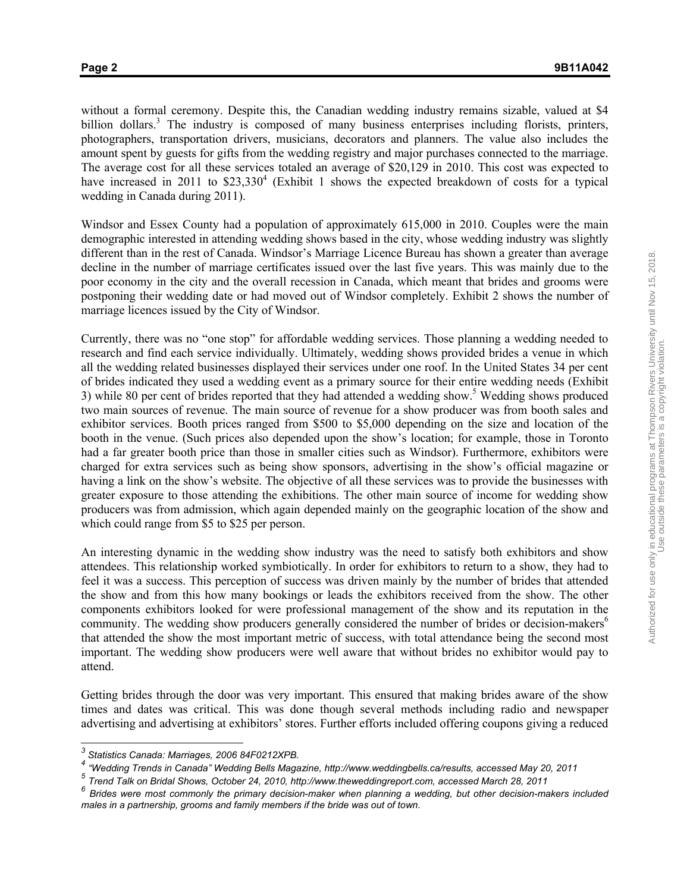without a formal ceremony. Despite this, the Canadian wedding industry remains sizable, valued at $4 billion dollars.[3] The industry is composed of many business enterprises including florists, printers, photographers, transportation drivers, musicians, decorators and planners. The value also includes the amount spent by guests for gifts from the wedding registry and major purchases connected to the marriage. The average cost for all these services totaled an average of $20,129 in 2010. This cost was expected to have increased in 2011 to $23,330[4] (Exhibit 1 shows the expected breakdown of costs for a typical wedding in Canada during 2011).

Windsor and Essex County had a population of approximately 615,000 in 2010. Couples were the main demographic interested in attending wedding shows based in the city, whose wedding industry was slightly different than in the rest of Canada. Windsor's Marriage Licence Bureau has shown a greater than average decline in the number of marriage certificates issued over the last five years. This was mainly due to the poor economy in the city and the overall recession in Canada, which meant that brides and grooms were postponing their wedding date or had moved out of Windsor completely. Exhibit 2 shows the number of marriage licences issued by the City of Windsor.

Currently, there was no "one stop" for affordable wedding services. Those planning a wedding needed to research and find each service individually. Ultimately, wedding shows provided brides a venue in which all the wedding related businesses displayed their services under one roof. In the United States 34 per cent of brides indicated they used a wedding event as a primary source for their entire wedding needs (Exhibit 3) while 80 per cent of brides reported that they had attended a wedding show.[5] Wedding shows produced two main sources of revenue. The main source of revenue for a show producer was from booth sales and exhibitor services. Booth prices ranged from $500 to $5,000 depending on the size and location of the booth in the venue. (Such prices also depended upon the show's location; for example, those in Toronto had a far greater booth price than those in smaller cities such as Windsor). Furthermore, exhibitors were charged for extra services such as being show sponsors, advertising in the show's official magazine or having a link on the show's website. The objective of all these services was to provide the businesses with greater exposure to those attending the exhibitions. The other main source of income for wedding show producers was from admission, which again depended mainly on the geographic location of the show and which could range from $5 to $25 per person.

An interesting dynamic in the wedding show industry was the need to satisfy both exhibitors and show attendees. This relationship worked symbiotically. In order for exhibitors to return to a show, they had to feel it was a success. This perception of success was driven mainly by the number of brides that attended the show and from this how many bookings or leads the exhibitors received from the show. The other components exhibitors looked for were professional management of the show and its reputation in the community. The wedding show producers generally considered the number of brides or decision-makers[6] that attended the show the most important metric of success, with total attendance being the second most important. The wedding show producers were well aware that without brides no exhibitor would pay to attend.

Getting brides through the door was very important. This ensured that making brides aware of the show times and dates was critical. This was done though several methods including radio and newspaper advertising and advertising at exhibitors' stores. Further efforts included offering coupons giving a reduced

---

[3] *Statistics Canada: Marriages, 2006 84F0212XPB.*

[4] *"Wedding Trends in Canada" Wedding Bells Magazine, http://www.weddingbells.ca/results, accessed May 20, 2011*

[5] *Trend Talk on Bridal Shows, October 24, 2010, http://www.theweddingreport.com, accessed March 28, 2011*

[6] *Brides were most commonly the primary decision-maker when planning a wedding, but other decision-makers included males in a partnership, grooms and family members if the bride was out of town.*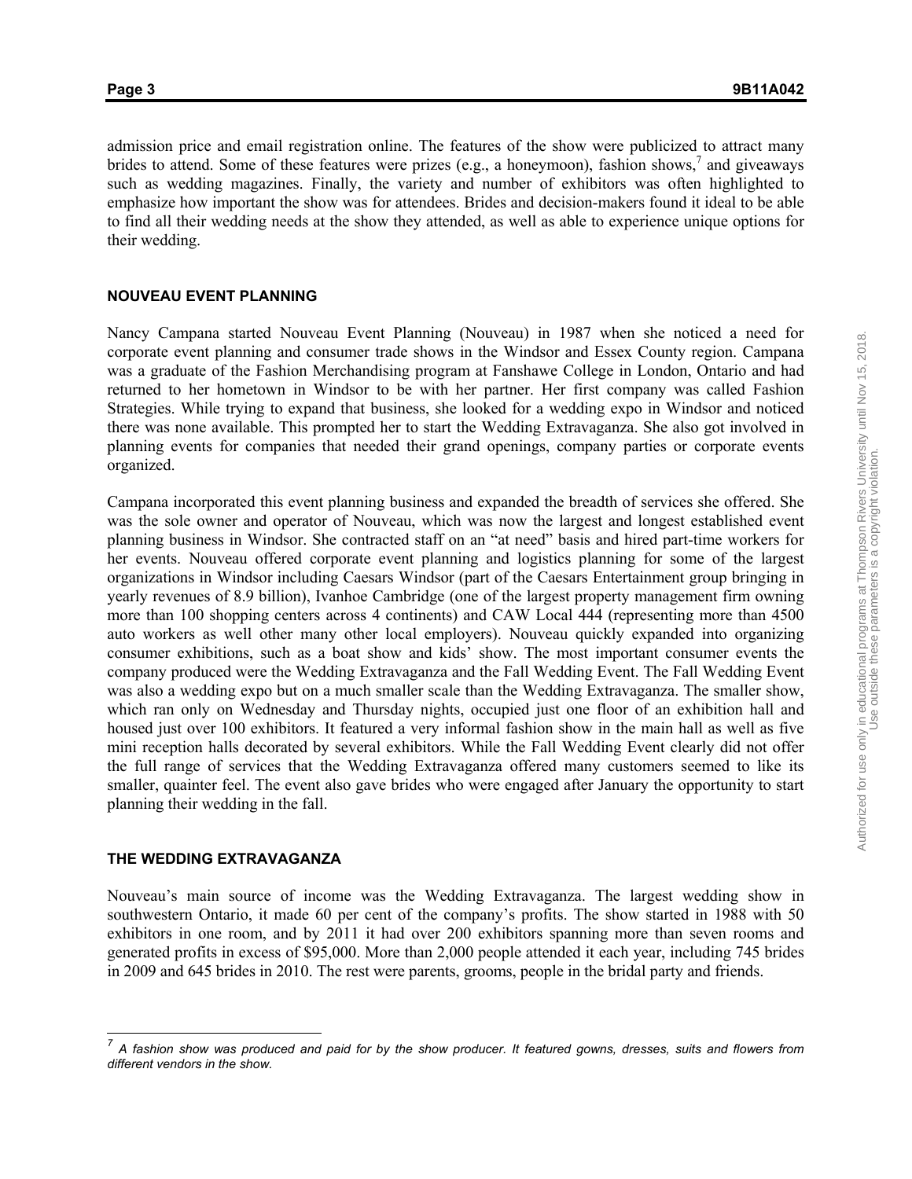admission price and email registration online. The features of the show were publicized to attract many brides to attend. Some of these features were prizes (e.g., a honeymoon), fashion shows,[7] and giveaways such as wedding magazines. Finally, the variety and number of exhibitors was often highlighted to emphasize how important the show was for attendees. Brides and decision-makers found it ideal to be able to find all their wedding needs at the show they attended, as well as able to experience unique options for their wedding.

## NOUVEAU EVENT PLANNING

Nancy Campana started Nouveau Event Planning (Nouveau) in 1987 when she noticed a need for corporate event planning and consumer trade shows in the Windsor and Essex County region. Campana was a graduate of the Fashion Merchandising program at Fanshawe College in London, Ontario and had returned to her hometown in Windsor to be with her partner. Her first company was called Fashion Strategies. While trying to expand that business, she looked for a wedding expo in Windsor and noticed there was none available. This prompted her to start the Wedding Extravaganza. She also got involved in planning events for companies that needed their grand openings, company parties or corporate events organized.

Campana incorporated this event planning business and expanded the breadth of services she offered. She was the sole owner and operator of Nouveau, which was now the largest and longest established event planning business in Windsor. She contracted staff on an "at need" basis and hired part-time workers for her events. Nouveau offered corporate event planning and logistics planning for some of the largest organizations in Windsor including Caesars Windsor (part of the Caesars Entertainment group bringing in yearly revenues of 8.9 billion), Ivanhoe Cambridge (one of the largest property management firm owning more than 100 shopping centers across 4 continents) and CAW Local 444 (representing more than 4500 auto workers as well other many other local employers). Nouveau quickly expanded into organizing consumer exhibitions, such as a boat show and kids' show. The most important consumer events the company produced were the Wedding Extravaganza and the Fall Wedding Event. The Fall Wedding Event was also a wedding expo but on a much smaller scale than the Wedding Extravaganza. The smaller show, which ran only on Wednesday and Thursday nights, occupied just one floor of an exhibition hall and housed just over 100 exhibitors. It featured a very informal fashion show in the main hall as well as five mini reception halls decorated by several exhibitors. While the Fall Wedding Event clearly did not offer the full range of services that the Wedding Extravaganza offered many customers seemed to like its smaller, quainter feel. The event also gave brides who were engaged after January the opportunity to start planning their wedding in the fall.

## THE WEDDING EXTRAVAGANZA

Nouveau's main source of income was the Wedding Extravaganza. The largest wedding show in southwestern Ontario, it made 60 per cent of the company's profits. The show started in 1988 with 50 exhibitors in one room, and by 2011 it had over 200 exhibitors spanning more than seven rooms and generated profits in excess of $95,000. More than 2,000 people attended it each year, including 745 brides in 2009 and 645 brides in 2010. The rest were parents, grooms, people in the bridal party and friends.

---

[7] *A fashion show was produced and paid for by the show producer. It featured gowns, dresses, suits and flowers from different vendors in the show.*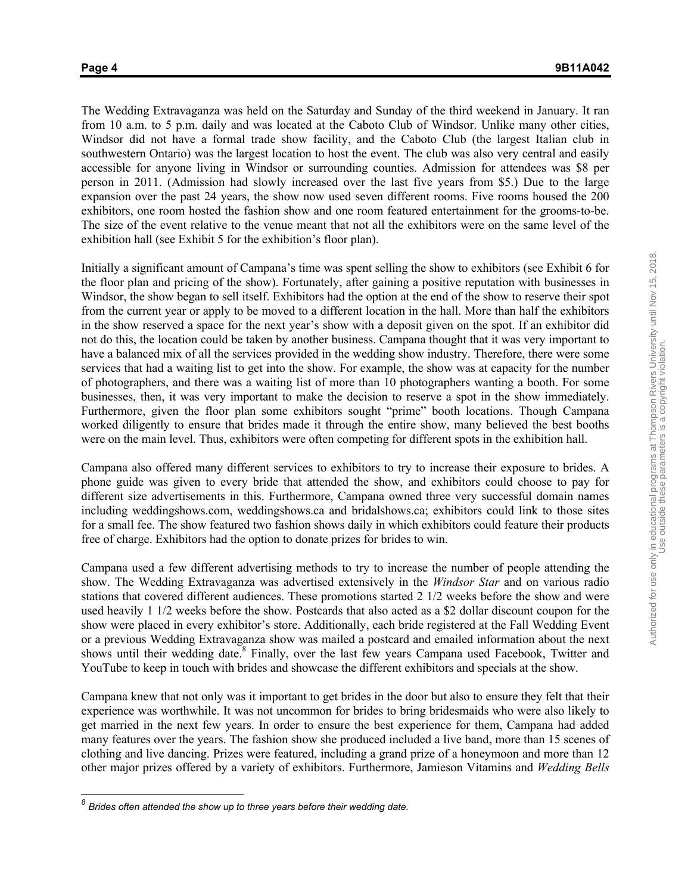The Wedding Extravaganza was held on the Saturday and Sunday of the third weekend in January. It ran from 10 a.m. to 5 p.m. daily and was located at the Caboto Club of Windsor. Unlike many other cities, Windsor did not have a formal trade show facility, and the Caboto Club (the largest Italian club in southwestern Ontario) was the largest location to host the event. The club was also very central and easily accessible for anyone living in Windsor or surrounding counties. Admission for attendees was $8 per person in 2011. (Admission had slowly increased over the last five years from $5.) Due to the large expansion over the past 24 years, the show now used seven different rooms. Five rooms housed the 200 exhibitors, one room hosted the fashion show and one room featured entertainment for the grooms-to-be. The size of the event relative to the venue meant that not all the exhibitors were on the same level of the exhibition hall (see Exhibit 5 for the exhibition's floor plan).

Initially a significant amount of Campana's time was spent selling the show to exhibitors (see Exhibit 6 for the floor plan and pricing of the show). Fortunately, after gaining a positive reputation with businesses in Windsor, the show began to sell itself. Exhibitors had the option at the end of the show to reserve their spot from the current year or apply to be moved to a different location in the hall. More than half the exhibitors in the show reserved a space for the next year's show with a deposit given on the spot. If an exhibitor did not do this, the location could be taken by another business. Campana thought that it was very important to have a balanced mix of all the services provided in the wedding show industry. Therefore, there were some services that had a waiting list to get into the show. For example, the show was at capacity for the number of photographers, and there was a waiting list of more than 10 photographers wanting a booth. For some businesses, then, it was very important to make the decision to reserve a spot in the show immediately. Furthermore, given the floor plan some exhibitors sought "prime" booth locations. Though Campana worked diligently to ensure that brides made it through the entire show, many believed the best booths were on the main level. Thus, exhibitors were often competing for different spots in the exhibition hall.

Campana also offered many different services to exhibitors to try to increase their exposure to brides. A phone guide was given to every bride that attended the show, and exhibitors could choose to pay for different size advertisements in this. Furthermore, Campana owned three very successful domain names including weddingshows.com, weddingshows.ca and bridalshows.ca; exhibitors could link to those sites for a small fee. The show featured two fashion shows daily in which exhibitors could feature their products free of charge. Exhibitors had the option to donate prizes for brides to win.

Campana used a few different advertising methods to try to increase the number of people attending the show. The Wedding Extravaganza was advertised extensively in the *Windsor Star* and on various radio stations that covered different audiences. These promotions started 2 1/2 weeks before the show and were used heavily 1 1/2 weeks before the show. Postcards that also acted as a $2 dollar discount coupon for the show were placed in every exhibitor's store. Additionally, each bride registered at the Fall Wedding Event or a previous Wedding Extravaganza show was mailed a postcard and emailed information about the next shows until their wedding date.[8] Finally, over the last few years Campana used Facebook, Twitter and YouTube to keep in touch with brides and showcase the different exhibitors and specials at the show.

Campana knew that not only was it important to get brides in the door but also to ensure they felt that their experience was worthwhile. It was not uncommon for brides to bring bridesmaids who were also likely to get married in the next few years. In order to ensure the best experience for them, Campana had added many features over the years. The fashion show she produced included a live band, more than 15 scenes of clothing and live dancing. Prizes were featured, including a grand prize of a honeymoon and more than 12 other major prizes offered by a variety of exhibitors. Furthermore, Jamieson Vitamins and *Wedding Bells*

---

[8] *Brides often attended the show up to three years before their wedding date.*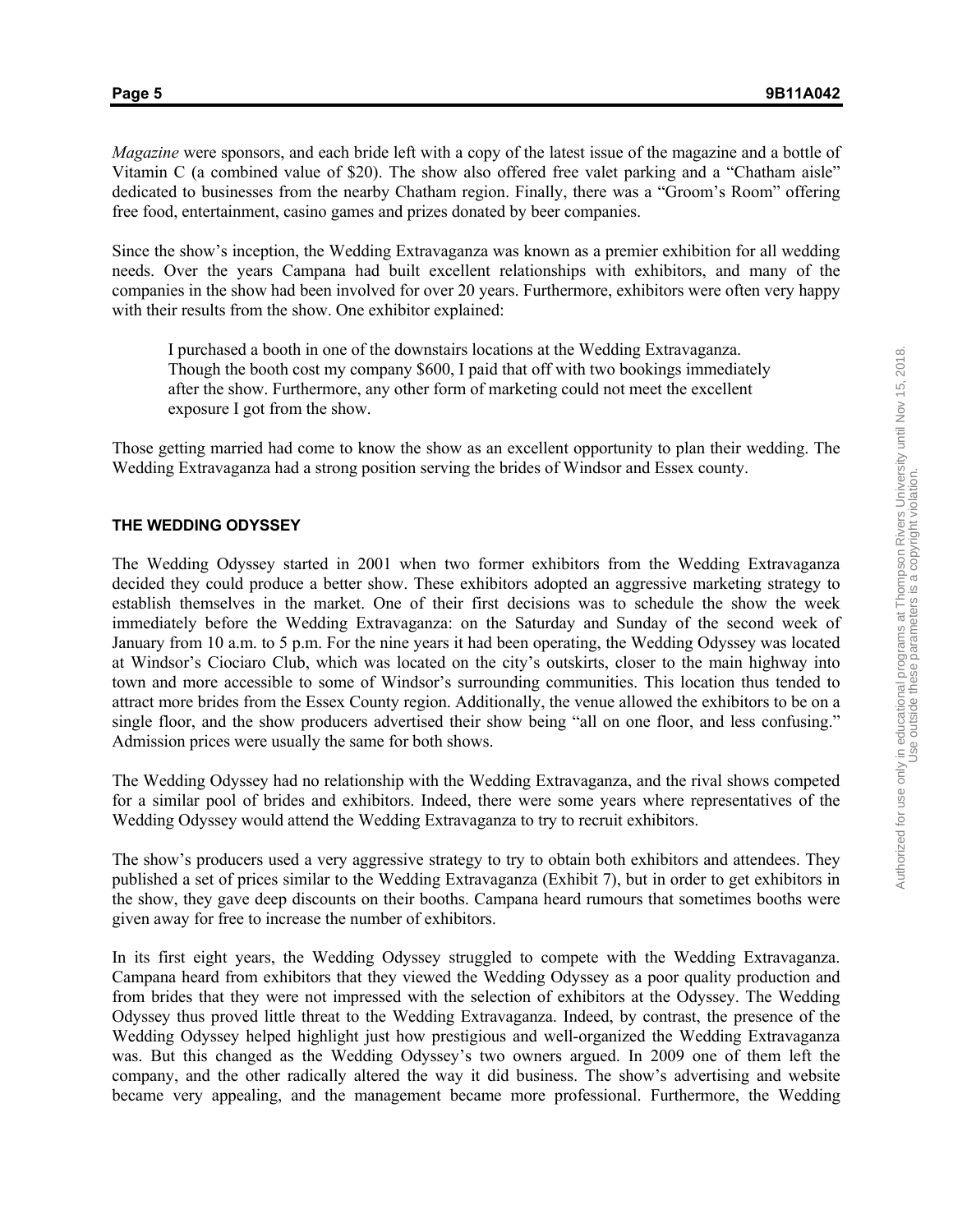*Magazine* were sponsors, and each bride left with a copy of the latest issue of the magazine and a bottle of Vitamin C (a combined value of $20). The show also offered free valet parking and a "Chatham aisle" dedicated to businesses from the nearby Chatham region. Finally, there was a "Groom's Room" offering free food, entertainment, casino games and prizes donated by beer companies.

Since the show's inception, the Wedding Extravaganza was known as a premier exhibition for all wedding needs. Over the years Campana had built excellent relationships with exhibitors, and many of the companies in the show had been involved for over 20 years. Furthermore, exhibitors were often very happy with their results from the show. One exhibitor explained:

> I purchased a booth in one of the downstairs locations at the Wedding Extravaganza. Though the booth cost my company $600, I paid that off with two bookings immediately after the show. Furthermore, any other form of marketing could not meet the excellent exposure I got from the show.

Those getting married had come to know the show as an excellent opportunity to plan their wedding. The Wedding Extravaganza had a strong position serving the brides of Windsor and Essex county.

## THE WEDDING ODYSSEY

The Wedding Odyssey started in 2001 when two former exhibitors from the Wedding Extravaganza decided they could produce a better show. These exhibitors adopted an aggressive marketing strategy to establish themselves in the market. One of their first decisions was to schedule the show the week immediately before the Wedding Extravaganza: on the Saturday and Sunday of the second week of January from 10 a.m. to 5 p.m. For the nine years it had been operating, the Wedding Odyssey was located at Windsor's Ciociaro Club, which was located on the city's outskirts, closer to the main highway into town and more accessible to some of Windsor's surrounding communities. This location thus tended to attract more brides from the Essex County region. Additionally, the venue allowed the exhibitors to be on a single floor, and the show producers advertised their show being "all on one floor, and less confusing." Admission prices were usually the same for both shows.

The Wedding Odyssey had no relationship with the Wedding Extravaganza, and the rival shows competed for a similar pool of brides and exhibitors. Indeed, there were some years where representatives of the Wedding Odyssey would attend the Wedding Extravaganza to try to recruit exhibitors.

The show's producers used a very aggressive strategy to try to obtain both exhibitors and attendees. They published a set of prices similar to the Wedding Extravaganza (Exhibit 7), but in order to get exhibitors in the show, they gave deep discounts on their booths. Campana heard rumours that sometimes booths were given away for free to increase the number of exhibitors.

In its first eight years, the Wedding Odyssey struggled to compete with the Wedding Extravaganza. Campana heard from exhibitors that they viewed the Wedding Odyssey as a poor quality production and from brides that they were not impressed with the selection of exhibitors at the Odyssey. The Wedding Odyssey thus proved little threat to the Wedding Extravaganza. Indeed, by contrast, the presence of the Wedding Odyssey helped highlight just how prestigious and well-organized the Wedding Extravaganza was. But this changed as the Wedding Odyssey's two owners argued. In 2009 one of them left the company, and the other radically altered the way it did business. The show's advertising and website became very appealing, and the management became more professional. Furthermore, the Wedding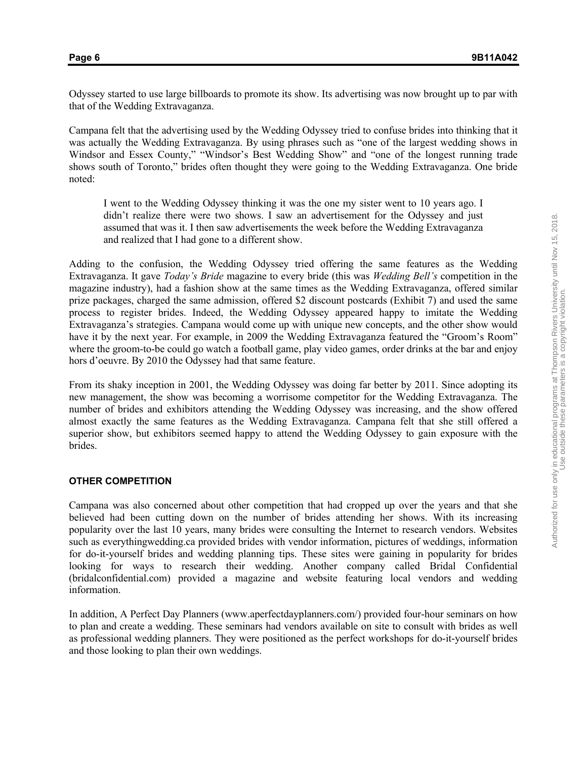Odyssey started to use large billboards to promote its show. Its advertising was now brought up to par with that of the Wedding Extravaganza.

Campana felt that the advertising used by the Wedding Odyssey tried to confuse brides into thinking that it was actually the Wedding Extravaganza. By using phrases such as "one of the largest wedding shows in Windsor and Essex County," "Windsor's Best Wedding Show" and "one of the longest running trade shows south of Toronto," brides often thought they were going to the Wedding Extravaganza. One bride noted:

> I went to the Wedding Odyssey thinking it was the one my sister went to 10 years ago. I didn't realize there were two shows. I saw an advertisement for the Odyssey and just assumed that was it. I then saw advertisements the week before the Wedding Extravaganza and realized that I had gone to a different show.

Adding to the confusion, the Wedding Odyssey tried offering the same features as the Wedding Extravaganza. It gave *Today's Bride* magazine to every bride (this was *Wedding Bell's* competition in the magazine industry), had a fashion show at the same times as the Wedding Extravaganza, offered similar prize packages, charged the same admission, offered $2 discount postcards (Exhibit 7) and used the same process to register brides. Indeed, the Wedding Odyssey appeared happy to imitate the Wedding Extravaganza's strategies. Campana would come up with unique new concepts, and the other show would have it by the next year. For example, in 2009 the Wedding Extravaganza featured the "Groom's Room" where the groom-to-be could go watch a football game, play video games, order drinks at the bar and enjoy hors d'oeuvre. By 2010 the Odyssey had that same feature.

From its shaky inception in 2001, the Wedding Odyssey was doing far better by 2011. Since adopting its new management, the show was becoming a worrisome competitor for the Wedding Extravaganza. The number of brides and exhibitors attending the Wedding Odyssey was increasing, and the show offered almost exactly the same features as the Wedding Extravaganza. Campana felt that she still offered a superior show, but exhibitors seemed happy to attend the Wedding Odyssey to gain exposure with the brides.

## OTHER COMPETITION

Campana was also concerned about other competition that had cropped up over the years and that she believed had been cutting down on the number of brides attending her shows. With its increasing popularity over the last 10 years, many brides were consulting the Internet to research vendors. Websites such as everythingwedding.ca provided brides with vendor information, pictures of weddings, information for do-it-yourself brides and wedding planning tips. These sites were gaining in popularity for brides looking for ways to research their wedding. Another company called Bridal Confidential (bridalconfidential.com) provided a magazine and website featuring local vendors and wedding information.

In addition, A Perfect Day Planners (www.aperfectdayplanners.com/) provided four-hour seminars on how to plan and create a wedding. These seminars had vendors available on site to consult with brides as well as professional wedding planners. They were positioned as the perfect workshops for do-it-yourself brides and those looking to plan their own weddings.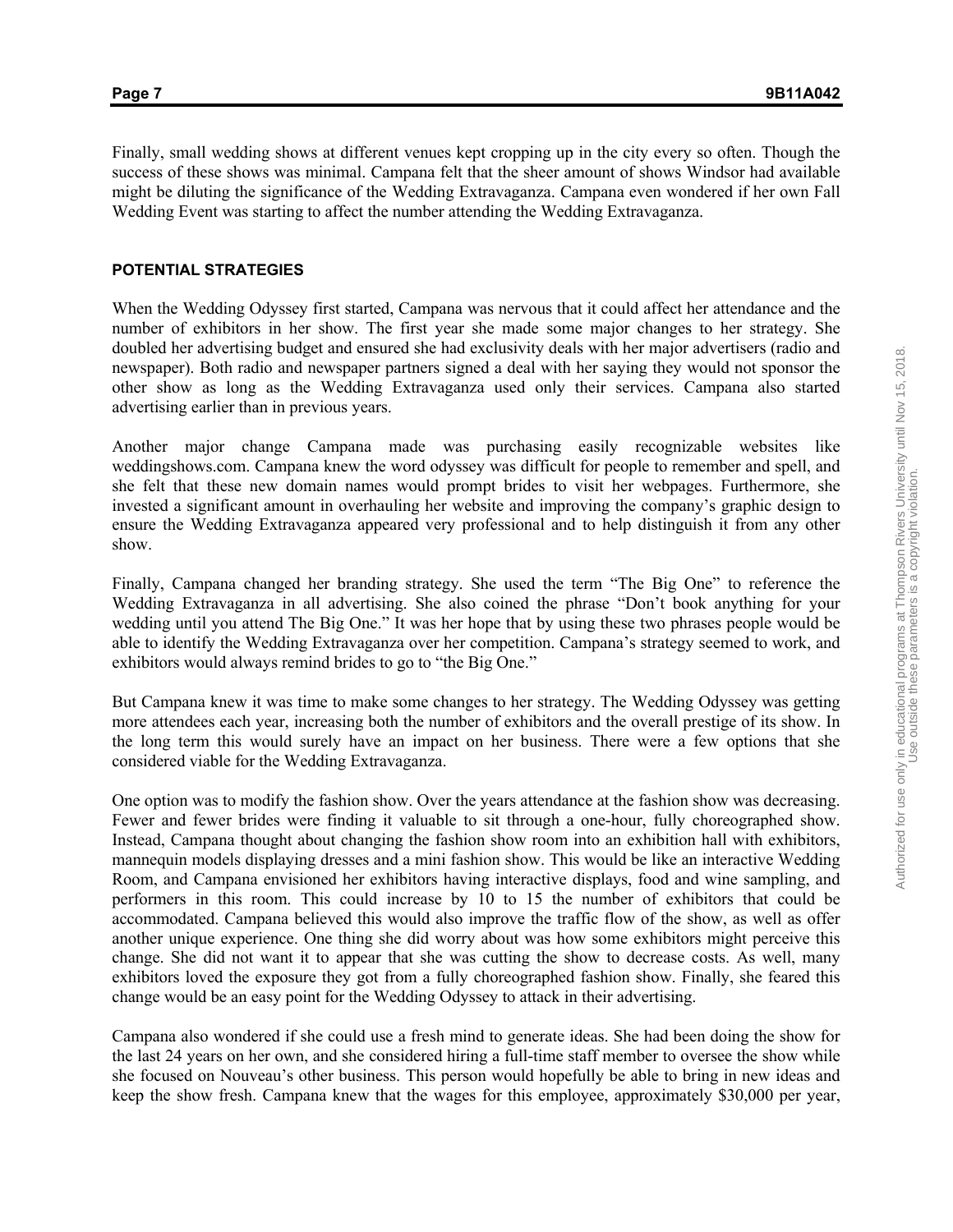Finally, small wedding shows at different venues kept cropping up in the city every so often. Though the success of these shows was minimal. Campana felt that the sheer amount of shows Windsor had available might be diluting the significance of the Wedding Extravaganza. Campana even wondered if her own Fall Wedding Event was starting to affect the number attending the Wedding Extravaganza.

## POTENTIAL STRATEGIES

When the Wedding Odyssey first started, Campana was nervous that it could affect her attendance and the number of exhibitors in her show. The first year she made some major changes to her strategy. She doubled her advertising budget and ensured she had exclusivity deals with her major advertisers (radio and newspaper). Both radio and newspaper partners signed a deal with her saying they would not sponsor the other show as long as the Wedding Extravaganza used only their services. Campana also started advertising earlier than in previous years.

Another major change Campana made was purchasing easily recognizable websites like weddingshows.com. Campana knew the word odyssey was difficult for people to remember and spell, and she felt that these new domain names would prompt brides to visit her webpages. Furthermore, she invested a significant amount in overhauling her website and improving the company's graphic design to ensure the Wedding Extravaganza appeared very professional and to help distinguish it from any other show.

Finally, Campana changed her branding strategy. She used the term "The Big One" to reference the Wedding Extravaganza in all advertising. She also coined the phrase "Don't book anything for your wedding until you attend The Big One." It was her hope that by using these two phrases people would be able to identify the Wedding Extravaganza over her competition. Campana's strategy seemed to work, and exhibitors would always remind brides to go to "the Big One."

But Campana knew it was time to make some changes to her strategy. The Wedding Odyssey was getting more attendees each year, increasing both the number of exhibitors and the overall prestige of its show. In the long term this would surely have an impact on her business. There were a few options that she considered viable for the Wedding Extravaganza.

One option was to modify the fashion show. Over the years attendance at the fashion show was decreasing. Fewer and fewer brides were finding it valuable to sit through a one-hour, fully choreographed show. Instead, Campana thought about changing the fashion show room into an exhibition hall with exhibitors, mannequin models displaying dresses and a mini fashion show. This would be like an interactive Wedding Room, and Campana envisioned her exhibitors having interactive displays, food and wine sampling, and performers in this room. This could increase by 10 to 15 the number of exhibitors that could be accommodated. Campana believed this would also improve the traffic flow of the show, as well as offer another unique experience. One thing she did worry about was how some exhibitors might perceive this change. She did not want it to appear that she was cutting the show to decrease costs. As well, many exhibitors loved the exposure they got from a fully choreographed fashion show. Finally, she feared this change would be an easy point for the Wedding Odyssey to attack in their advertising.

Campana also wondered if she could use a fresh mind to generate ideas. She had been doing the show for the last 24 years on her own, and she considered hiring a full-time staff member to oversee the show while she focused on Nouveau's other business. This person would hopefully be able to bring in new ideas and keep the show fresh. Campana knew that the wages for this employee, approximately $30,000 per year,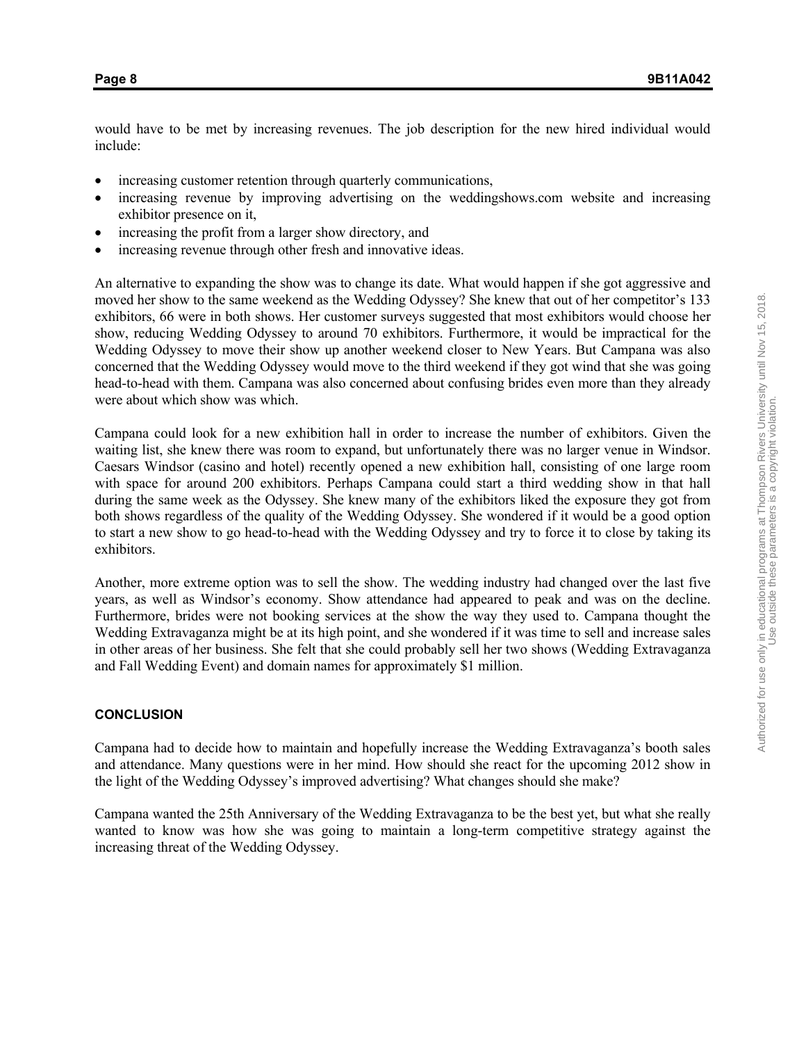would have to be met by increasing revenues. The job description for the new hired individual would include:

- increasing customer retention through quarterly communications,
- increasing revenue by improving advertising on the weddingshows.com website and increasing exhibitor presence on it,
- increasing the profit from a larger show directory, and
- increasing revenue through other fresh and innovative ideas.

An alternative to expanding the show was to change its date. What would happen if she got aggressive and moved her show to the same weekend as the Wedding Odyssey? She knew that out of her competitor's 133 exhibitors, 66 were in both shows. Her customer surveys suggested that most exhibitors would choose her show, reducing Wedding Odyssey to around 70 exhibitors. Furthermore, it would be impractical for the Wedding Odyssey to move their show up another weekend closer to New Years. But Campana was also concerned that the Wedding Odyssey would move to the third weekend if they got wind that she was going head-to-head with them. Campana was also concerned about confusing brides even more than they already were about which show was which.

Campana could look for a new exhibition hall in order to increase the number of exhibitors. Given the waiting list, she knew there was room to expand, but unfortunately there was no larger venue in Windsor. Caesars Windsor (casino and hotel) recently opened a new exhibition hall, consisting of one large room with space for around 200 exhibitors. Perhaps Campana could start a third wedding show in that hall during the same week as the Odyssey. She knew many of the exhibitors liked the exposure they got from both shows regardless of the quality of the Wedding Odyssey. She wondered if it would be a good option to start a new show to go head-to-head with the Wedding Odyssey and try to force it to close by taking its exhibitors.

Another, more extreme option was to sell the show. The wedding industry had changed over the last five years, as well as Windsor's economy. Show attendance had appeared to peak and was on the decline. Furthermore, brides were not booking services at the show the way they used to. Campana thought the Wedding Extravaganza might be at its high point, and she wondered if it was time to sell and increase sales in other areas of her business. She felt that she could probably sell her two shows (Wedding Extravaganza and Fall Wedding Event) and domain names for approximately $1 million.

## CONCLUSION

Campana had to decide how to maintain and hopefully increase the Wedding Extravaganza's booth sales and attendance. Many questions were in her mind. How should she react for the upcoming 2012 show in the light of the Wedding Odyssey's improved advertising? What changes should she make?

Campana wanted the 25th Anniversary of the Wedding Extravaganza to be the best yet, but what she really wanted to know was how she was going to maintain a long-term competitive strategy against the increasing threat of the Wedding Odyssey.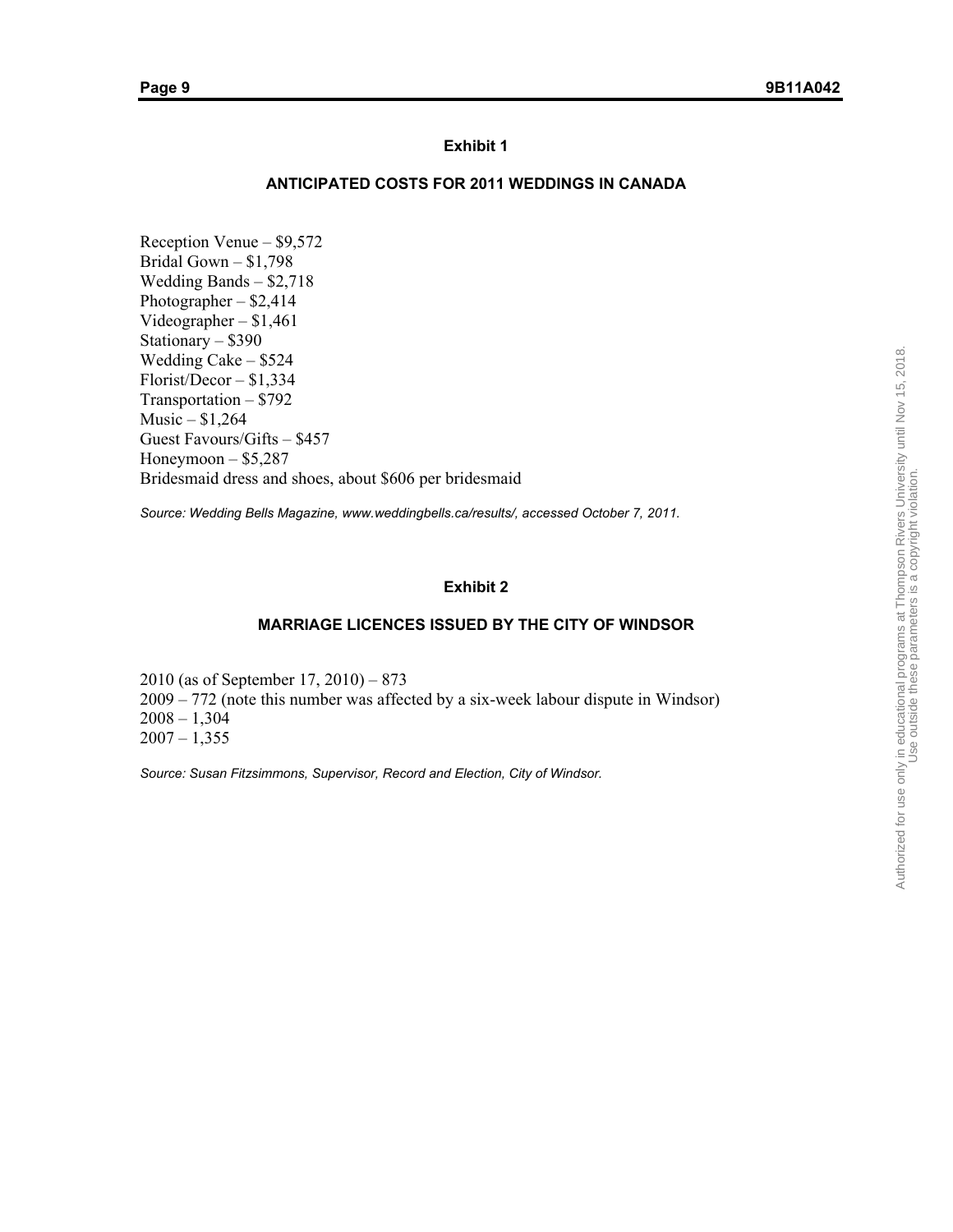## Exhibit 1

### ANTICIPATED COSTS FOR 2011 WEDDINGS IN CANADA

Reception Venue – $9,572
Bridal Gown – $1,798
Wedding Bands – $2,718
Photographer – $2,414
Videographer – $1,461
Stationary – $390
Wedding Cake – $524
Florist/Decor – $1,334
Transportation – $792
Music – $1,264
Guest Favours/Gifts – $457
Honeymoon – $5,287
Bridesmaid dress and shoes, about $606 per bridesmaid

*Source: Wedding Bells Magazine, www.weddingbells.ca/results/, accessed October 7, 2011.*

## Exhibit 2

### MARRIAGE LICENCES ISSUED BY THE CITY OF WINDSOR

2010 (as of September 17, 2010) – 873
2009 – 772 (note this number was affected by a six-week labour dispute in Windsor)
2008 – 1,304
2007 – 1,355

*Source: Susan Fitzsimmons, Supervisor, Record and Election, City of Windsor.*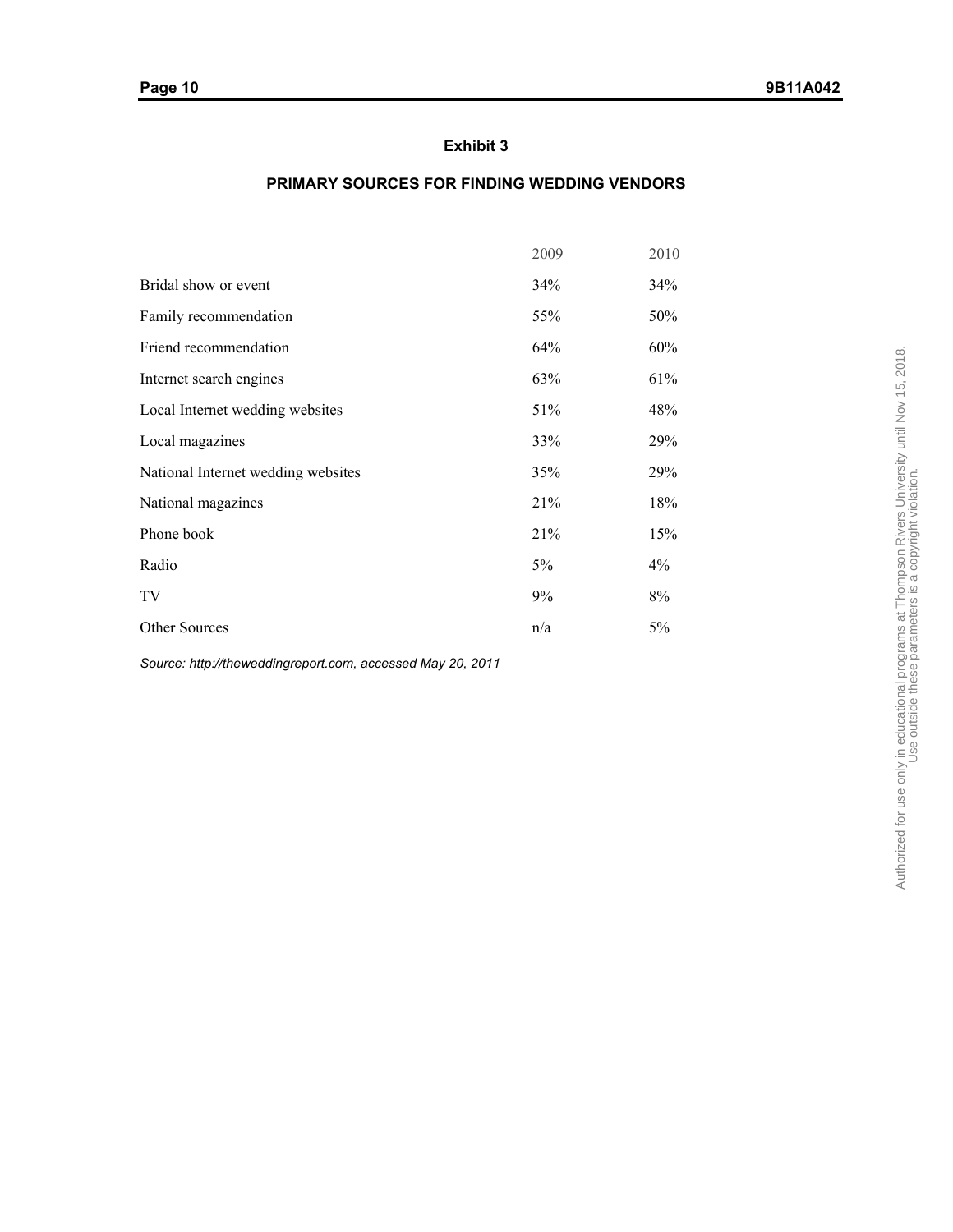## Exhibit 3

### PRIMARY SOURCES FOR FINDING WEDDING VENDORS

| | 2009 | 2010 |
|---|---|---|
| Bridal show or event | 34% | 34% |
| Family recommendation | 55% | 50% |
| Friend recommendation | 64% | 60% |
| Internet search engines | 63% | 61% |
| Local Internet wedding websites | 51% | 48% |
| Local magazines | 33% | 29% |
| National Internet wedding websites | 35% | 29% |
| National magazines | 21% | 18% |
| Phone book | 21% | 15% |
| Radio | 5% | 4% |
| TV | 9% | 8% |
| Other Sources | n/a | 5% |

*Source: http://theweddingreport.com, accessed May 20, 2011*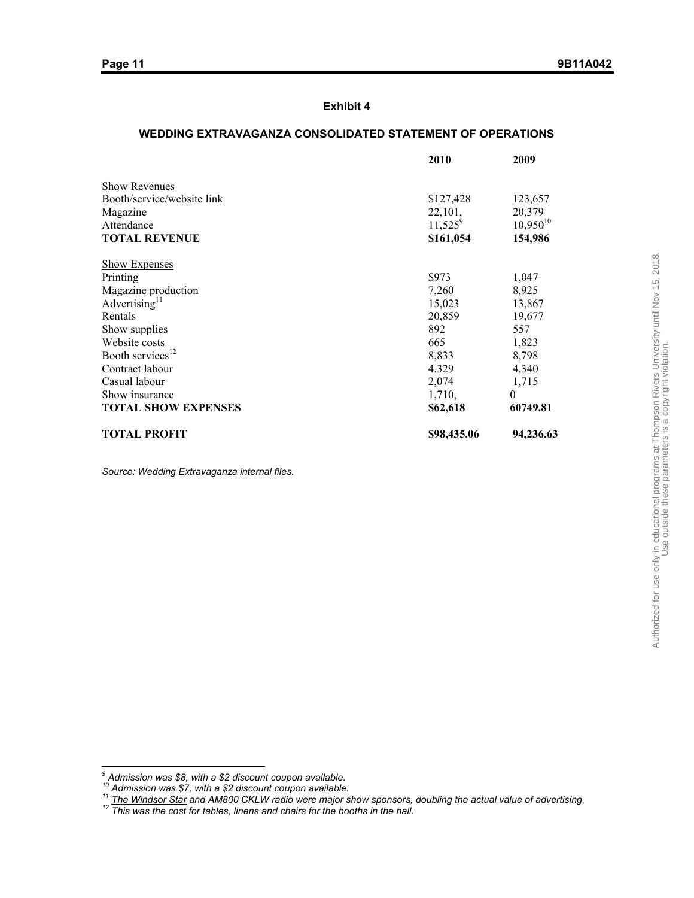## Exhibit 4

### WEDDING EXTRAVAGANZA CONSOLIDATED STATEMENT OF OPERATIONS

| | 2010 | 2009 |
|---|---|---|
| Show Revenues | | |
| Booth/service/website link | \$127,428 | 123,657 |
| Magazine | 22,101, | 20,379 |
| Attendance | 11,525[9] | 10,950[10] |
| **TOTAL REVENUE** | **\$161,054** | **154,986** |
| Show Expenses | | |
| Printing | \$973 | 1,047 |
| Magazine production | 7,260 | 8,925 |
| Advertising[11] | 15,023 | 13,867 |
| Rentals | 20,859 | 19,677 |
| Show supplies | 892 | 557 |
| Website costs | 665 | 1,823 |
| Booth services[12] | 8,833 | 8,798 |
| Contract labour | 4,329 | 4,340 |
| Casual labour | 2,074 | 1,715 |
| Show insurance | 1,710, | 0 |
| **TOTAL SHOW EXPENSES** | **\$62,618** | **60749.81** |
| **TOTAL PROFIT** | **\$98,435.06** | **94,236.63** |

*Source: Wedding Extravaganza internal files.*

---

[9] *Admission was \$8, with a \$2 discount coupon available.*

[10] *Admission was \$7, with a \$2 discount coupon available.*

[11] *The Windsor Star and AM800 CKLW radio were major show sponsors, doubling the actual value of advertising.*

[12] *This was the cost for tables, linens and chairs for the booths in the hall.*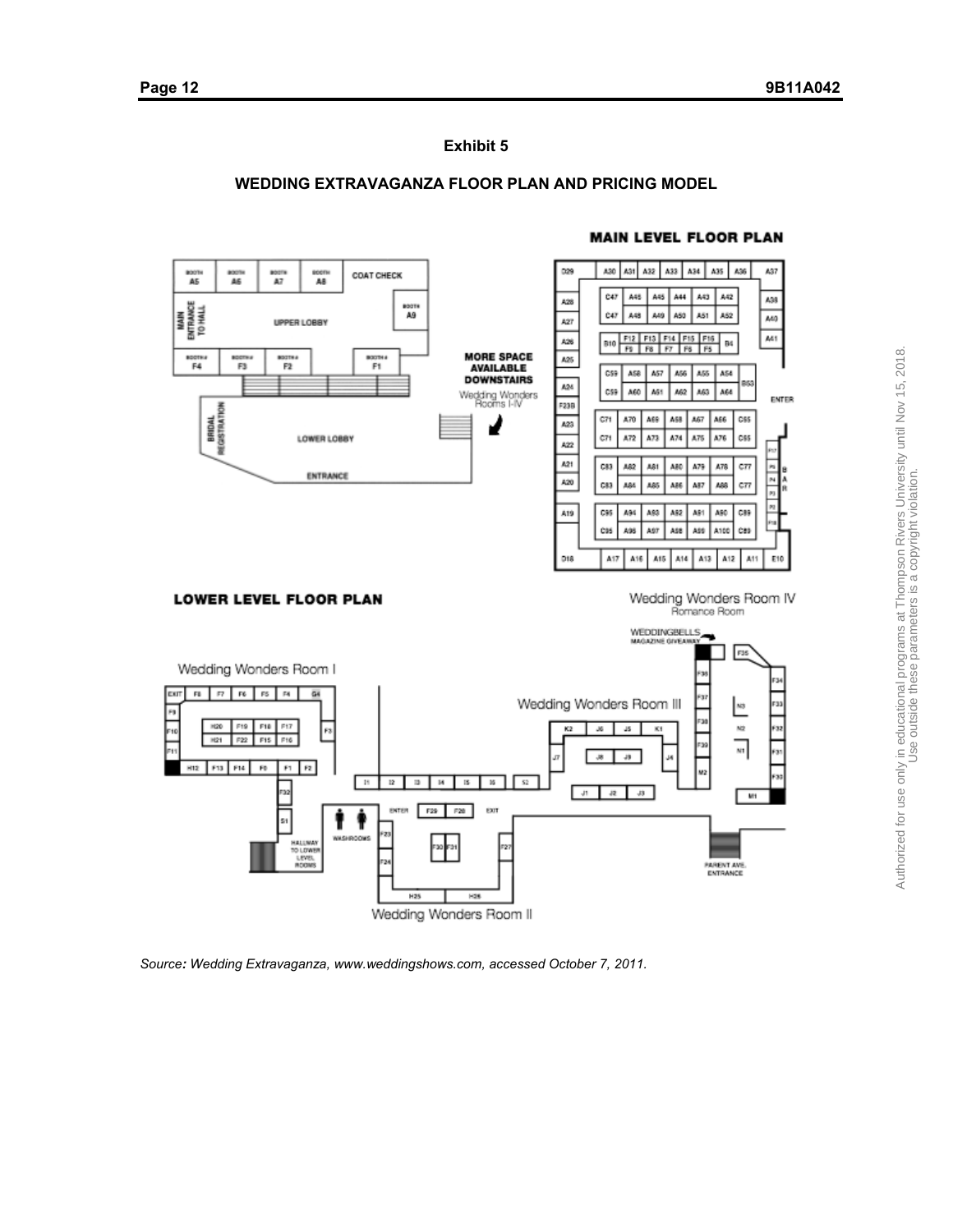**Exhibit 5**

**WEDDING EXTRAVAGANZA FLOOR PLAN AND PRICING MODEL**

*Source: Wedding Extravaganza, www.weddingshows.com, accessed October 7, 2011.*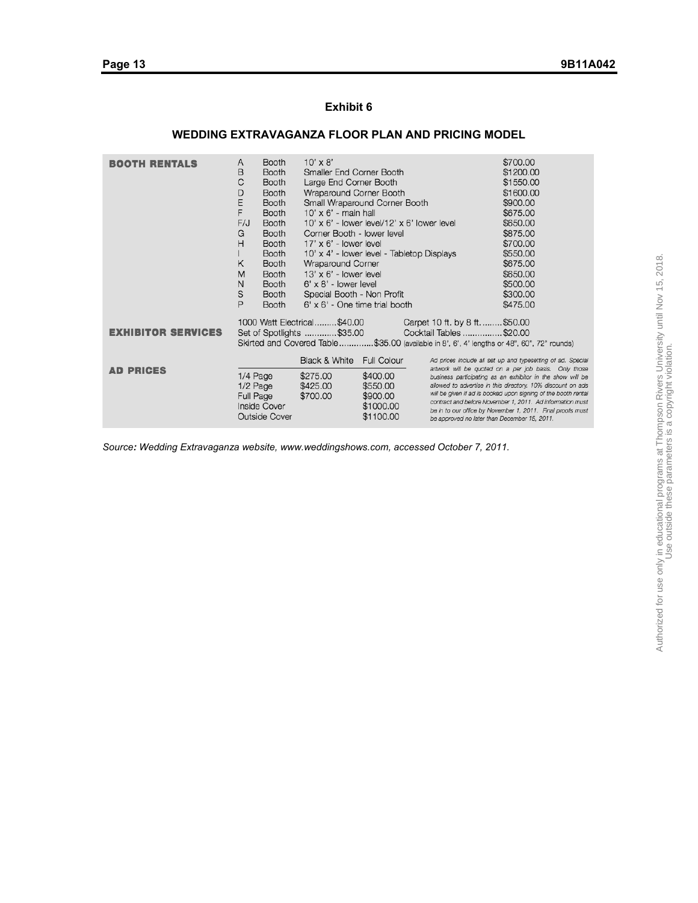## Exhibit 6

## WEDDING EXTRAVAGANZA FLOOR PLAN AND PRICING MODEL

**BOOTH RENTALS**

| | | | |
|---|---|---|---|
| A | Booth | 10' x 8' | $700.00 |
| B | Booth | Smaller End Corner Booth | $1200.00 |
| C | Booth | Large End Corner Booth | $1550.00 |
| D | Booth | Wraparound Corner Booth | $1600.00 |
| E | Booth | Small Wraparound Corner Booth | $900.00 |
| F | Booth | 10' x 6' - main hall | $675.00 |
| F/J | Booth | 10' x 6' - lower level/12' x 6' lower level | $650.00 |
| G | Booth | Corner Booth - lower level | $875.00 |
| H | Booth | 17' x 6' - lower level | $700.00 |
| I | Booth | 10' x 4' - lower level - Tabletop Displays | $550.00 |
| K | Booth | Wraparound Corner | $675.00 |
| M | Booth | 13' x 6' - lower level | $650.00 |
| N | Booth | 6' x 8' - lower level | $500.00 |
| S | Booth | Special Booth - Non Profit | $300.00 |
| P | Booth | 6' x 6' - One time trial booth | $475.00 |

**EXHIBITOR SERVICES**

1000 Watt Electrical.........$40.00 Carpet 10 ft. by 8 ft.........$50.00
Set of Spotlights .............$35.00 Cocktail Tables ...............$20.00
Skirted and Covered Table..............$35.00 (available in 8', 6', 4' lengths or 48", 60", 72" rounds)

**AD PRICES**

| | Black & White | Full Colour |
|---|---|---|
| 1/4 Page | $275.00 | $400.00 |
| 1/2 Page | $425.00 | $550.00 |
| Full Page | $700.00 | $900.00 |
| Inside Cover | | $1000.00 |
| Outside Cover | | $1100.00 |

*Ad prices include all set up and typesetting of ad. Special artwork will be quoted on a per job basis. Only those business participating as an exhibitor in the show will be allowed to advertise in this directory. 10% discount on ads will be given if ad is booked upon signing of the booth rental contract and before November 1, 2011. Ad information must be in to our office by November 1, 2011. Final proofs must be approved no later than December 15, 2011.*

*Source: Wedding Extravaganza website, www.weddingshows.com, accessed October 7, 2011.*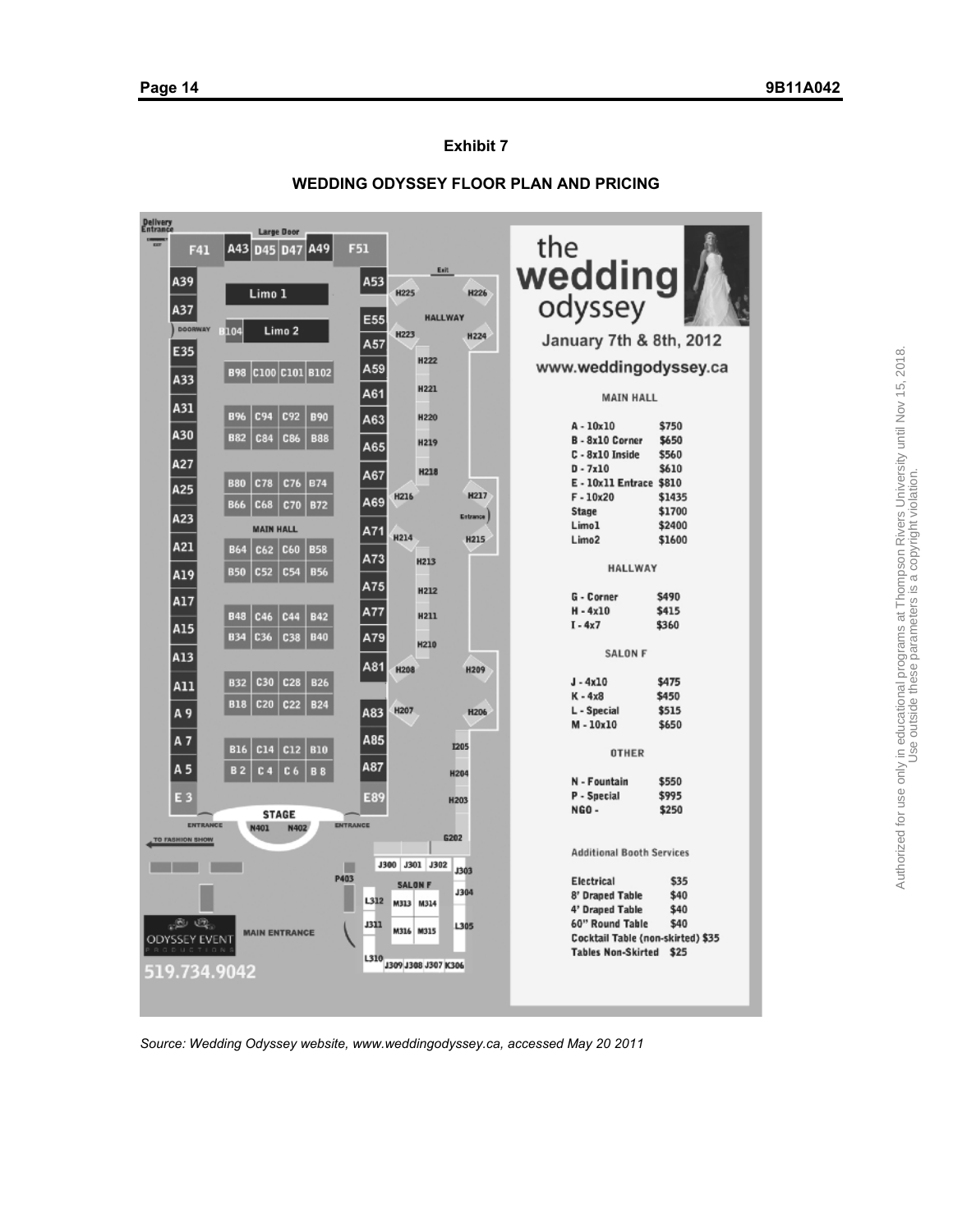# Exhibit 7

## WEDDING ODYSSEY FLOOR PLAN AND PRICING

the wedding odyssey

January 7th & 8th, 2012

www.weddingodyssey.ca

**MAIN HALL**

| | |
|---|---|
| A - 10x10 | $750 |
| B - 8x10 Corner | $650 |
| C - 8x10 Inside | $560 |
| D - 7x10 | $610 |
| E - 10x11 Entrace | $810 |
| F - 10x20 | $1435 |
| Stage | $1700 |
| Limo1 | $2400 |
| Limo2 | $1600 |

**HALLWAY**

| | |
|---|---|
| G - Corner | $490 |
| H - 4x10 | $415 |
| I - 4x7 | $360 |

**SALON F**

| | |
|---|---|
| J - 4x10 | $475 |
| K - 4x8 | $450 |
| L - Special | $515 |
| M - 10x10 | $650 |

**OTHER**

| | |
|---|---|
| N - Fountain | $550 |
| P - Special | $995 |
| NGO - | $250 |

**Additional Booth Services**

| | |
|---|---|
| Electrical | $35 |
| 8' Draped Table | $40 |
| 4' Draped Table | $40 |
| 60" Round Table | $40 |
| Cocktail Table (non-skirted) | $35 |
| Tables Non-Skirted | $25 |

ODYSSEY EVENT PRODUCTIONS

519.734.9042

*Source: Wedding Odyssey website, www.weddingodyssey.ca, accessed May 20 2011*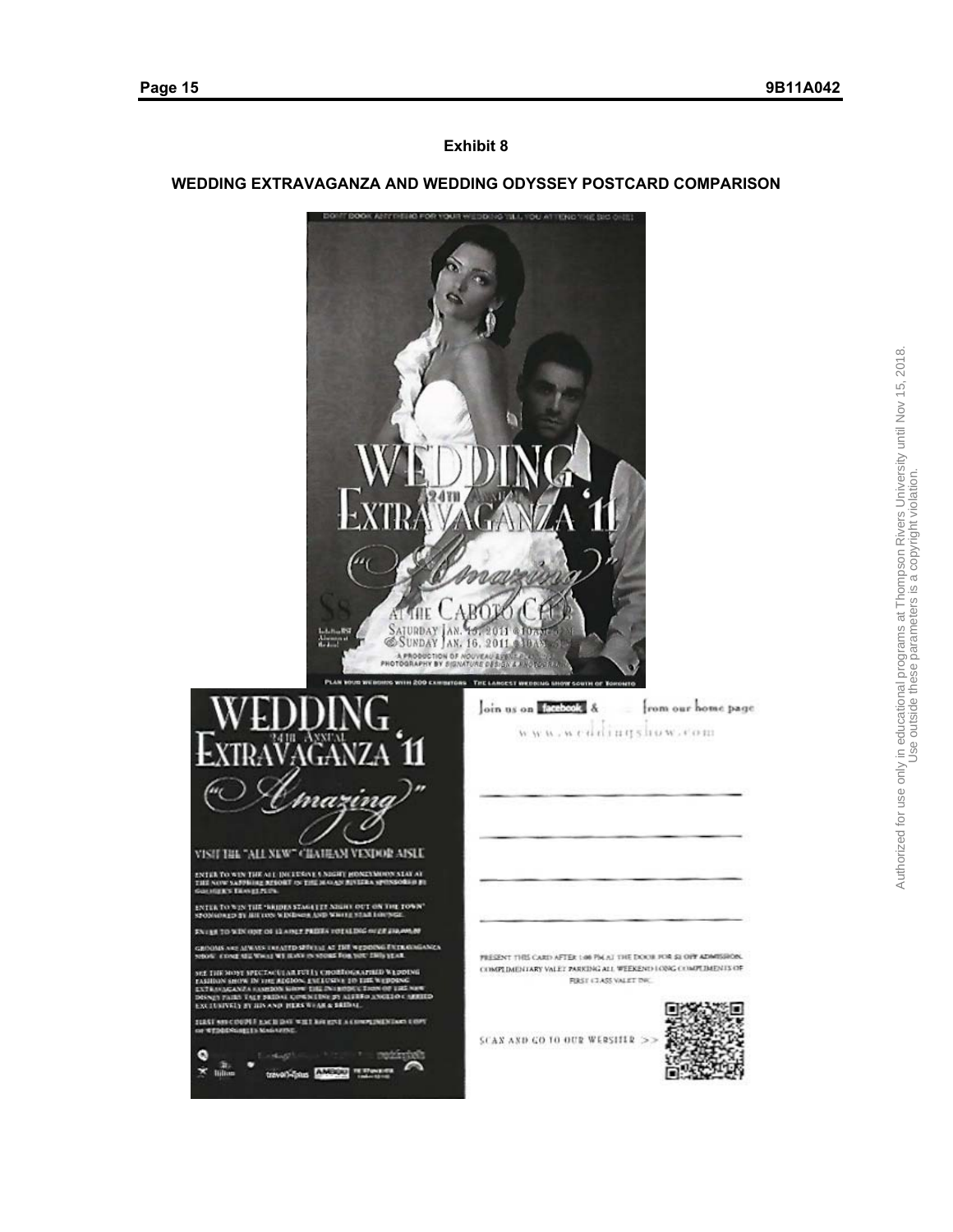# Exhibit 8

## WEDDING EXTRAVAGANZA AND WEDDING ODYSSEY POSTCARD COMPARISON

DON'T BOOK ANYTHING FOR YOUR WEDDING TILL YOU ATTEND THE BIG ONE!

WEDDING EXTRAVAGANZA '11

24TH ANNUAL

"Amazing"

AT THE CABOTO CLUB

SATURDAY JAN. 15, 2011

SUNDAY JAN. 16, 2011

$8

A PRODUCTION OF NOUVEAU EVENTS

PHOTOGRAPHY BY SIGNATURE DESIGN & PHOTOGRAPHY

PLAN YOUR WEDDING WITH 200 EXHIBITORS THE LARGEST WEDDING SHOW SOUTH OF TORONTO

WEDDING EXTRAVAGANZA '11

24TH ANNUAL

"Amazing"

VISIT THE "ALL NEW" CHATHAM VENDOR AISLE

ENTER TO WIN THE ALL INCLUSIVE 8 NIGHT HONEYMOON STAY AT THE NEW SAPPHIRE RESORT IN THE MAYAN RIVIERA SPONSORED BY GOLDBERG'S TRAVEL PLUS.

ENTER TO WIN THE "BRIDES STAGETTE NIGHT OUT ON THE TOWN" SPONSORED BY HILTON WINDSOR AND WHITE STAR LOUNGE.

ENTER TO WIN ONE OF 12 ADULT PRIZES TOTALING OVER $10,000.00

GROOMS ARE ALWAYS TREATED SPECIAL AT THE WEDDING EXTRAVAGANZA SHOW. COME SEE WHAT WE HAVE IN STORE FOR YOU THIS YEAR.

SEE THE MOST SPECTACULAR FULLY CHOREOGRAPHED WEDDING FASHION SHOW IN THE REGION, EXCLUSIVE TO THE WEDDING EXTRAVAGANZA FASHION SHOW. THE INTRODUCTION OF THE NEW DISNEY FAIRY TALE BRIDAL COLLECTION BY ALFRED ANGELO CARRIED EXCLUSIVELY BY HIS AND HERS WEAR & BRIDAL.

FIRST 500 COUPLE EACH DAY WILL RECEIVE A COMPLIMENTARY COPY OF WEDDINGBELLS MAGAZINE.

Join us on facebook & from our home page

www.weddingshow.com

PRESENT THIS CARD AFTER 1:00 PM AT THE DOOR FOR $2 OFF ADMISSION.
COMPLIMENTARY VALET PARKING ALL WEEKEND LONG COMPLIMENTS OF FIRST CLASS VALET INC.

SCAN AND GO TO OUR WEBSITE >>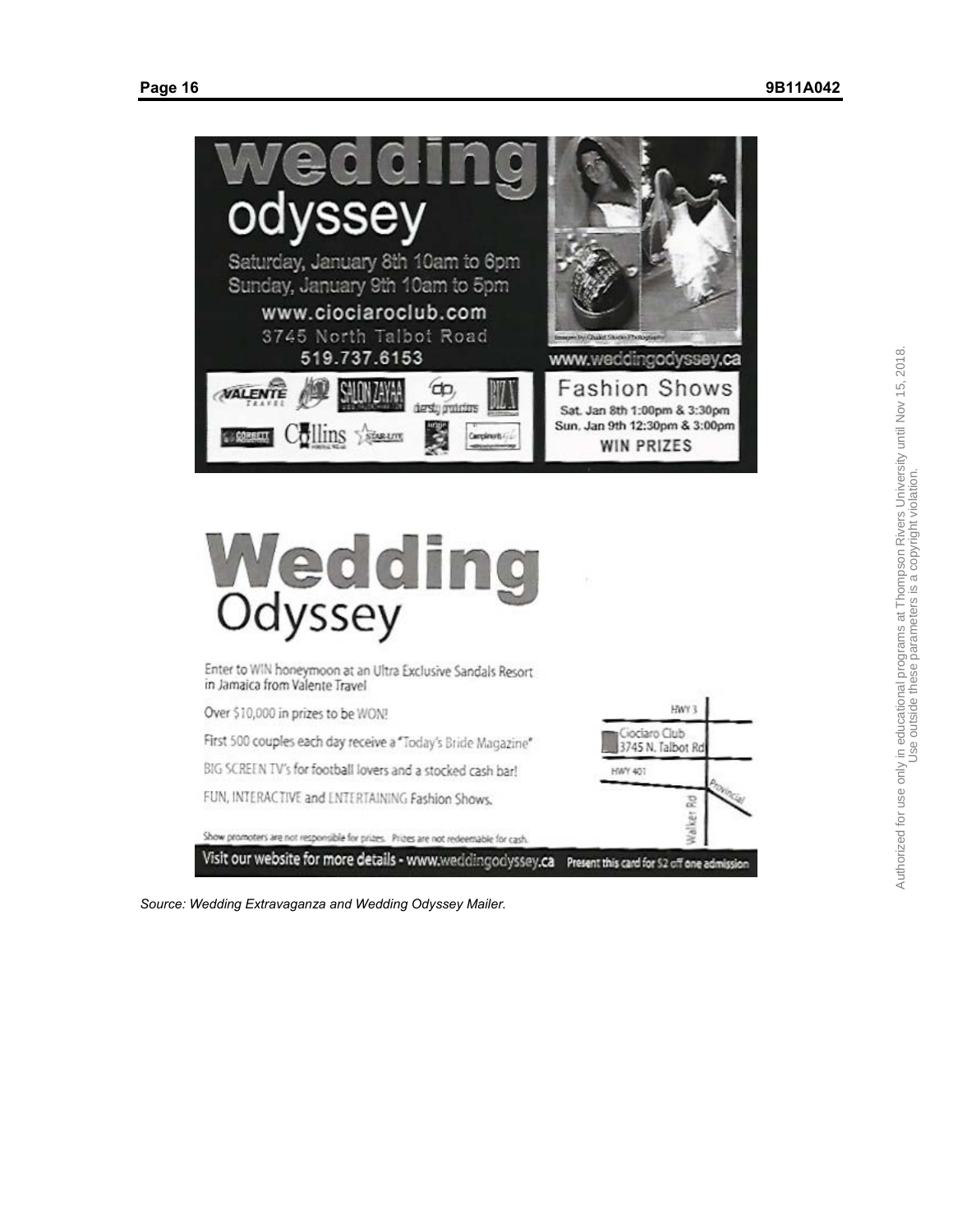wedding odyssey

Saturday, January 8th 10am to 6pm
Sunday, January 9th 10am to 5pm
www.ciociaroclub.com
3745 North Talbot Road
519.737.6153

www.weddingodyssey.ca

Fashion Shows
Sat. Jan 8th 1:00pm & 3:30pm
Sun. Jan 9th 12:30pm & 3:00pm
WIN PRIZES

# Wedding Odyssey

Enter to WIN honeymoon at an Ultra Exclusive Sandals Resort in Jamaica from Valente Travel

Over $10,000 in prizes to be WON!

First 500 couples each day receive a "Today's Bride Magazine"

BIG SCREEN TV's for football lovers and a stocked cash bar!

FUN, INTERACTIVE and ENTERTAINING Fashion Shows.

HWY 3
Ciociaro Club
3745 N. Talbot Rd
HWY 401
Provincial
Walker Rd

Show promoters are not responsible for prizes. Prizes are not redeemable for cash.

Visit our website for more details - www.weddingodyssey.ca

Present this card for $2 off one admission

*Source: Wedding Extravaganza and Wedding Odyssey Mailer.*